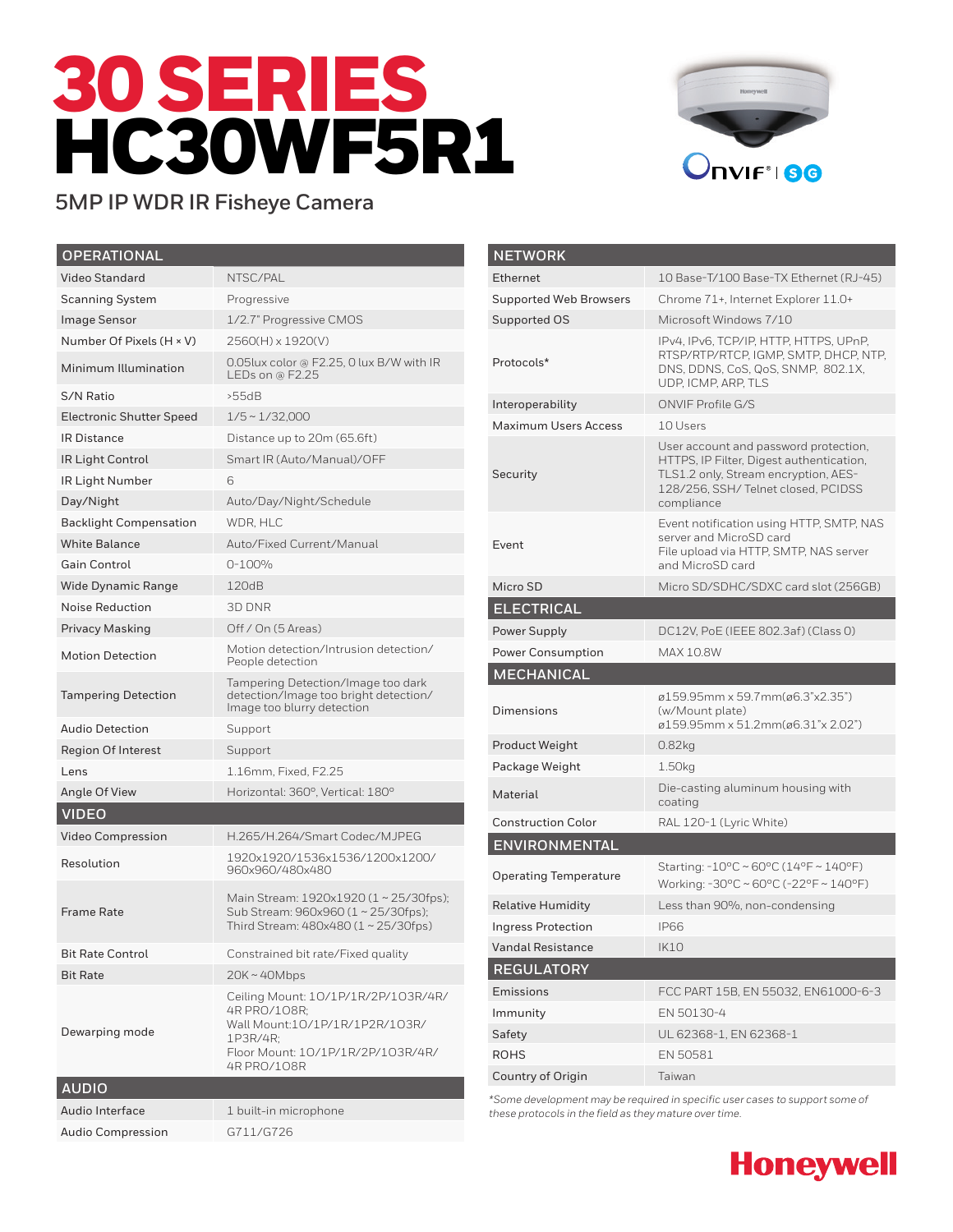# 30 SERIES HC30WF5R1

## 5MP IP WDR IR Fisheye Camera

| OPERATIONAL | |
|---|---|
| Video Standard | NTSC/PAL |
| Scanning System | Progressive |
| Image Sensor | 1/2.7" Progressive CMOS |
| Number Of Pixels (H × V) | 2560(H) x 1920(V) |
| Minimum Illumination | 0.05lux color @ F2.25, 0 lux B/W with IR LEDs on @ F2.25 |
| S/N Ratio | >55dB |
| Electronic Shutter Speed | 1/5 ~ 1/32,000 |
| IR Distance | Distance up to 20m (65.6ft) |
| IR Light Control | Smart IR (Auto/Manual)/OFF |
| IR Light Number | 6 |
| Day/Night | Auto/Day/Night/Schedule |
| Backlight Compensation | WDR, HLC |
| White Balance | Auto/Fixed Current/Manual |
| Gain Control | 0-100% |
| Wide Dynamic Range | 120dB |
| Noise Reduction | 3D DNR |
| Privacy Masking | Off / On (5 Areas) |
| Motion Detection | Motion detection/Intrusion detection/ People detection |
| Tampering Detection | Tampering Detection/Image too dark detection/Image too bright detection/ Image too blurry detection |
| Audio Detection | Support |
| Region Of Interest | Support |
| Lens | 1.16mm, Fixed, F2.25 |
| Angle Of View | Horizontal: 360°, Vertical: 180° |

| VIDEO | |
|---|---|
| Video Compression | H.265/H.264/Smart Codec/MJPEG |
| Resolution | 1920x1920/1536x1536/1200x1200/ 960x960/480x480 |
| Frame Rate | Main Stream: 1920x1920 (1 ~ 25/30fps); Sub Stream: 960x960 (1 ~ 25/30fps); Third Stream: 480x480 (1 ~ 25/30fps) |
| Bit Rate Control | Constrained bit rate/Fixed quality |
| Bit Rate | 20K ~ 40Mbps |
| Dewarping mode | Ceiling Mount: 1O/1P/1R/2P/1O3R/4R/ 4R PRO/1O8R; Wall Mount:1O/1P/1R/1P2R/1O3R/ 1P3R/4R; Floor Mount: 1O/1P/1R/2P/1O3R/4R/ 4R PRO/1O8R |

| AUDIO | |
|---|---|
| Audio Interface | 1 built-in microphone |
| Audio Compression | G711/G726 |

| NETWORK | |
|---|---|
| Ethernet | 10 Base-T/100 Base-TX Ethernet (RJ-45) |
| Supported Web Browsers | Chrome 71+, Internet Explorer 11.0+ |
| Supported OS | Microsoft Windows 7/10 |
| Protocols* | IPv4, IPv6, TCP/IP, HTTP, HTTPS, UPnP, RTSP/RTP/RTCP, IGMP, SMTP, DHCP, NTP, DNS, DDNS, CoS, QoS, SNMP, 802.1X, UDP, ICMP, ARP, TLS |
| Interoperability | ONVIF Profile G/S |
| Maximum Users Access | 10 Users |
| Security | User account and password protection, HTTPS, IP Filter, Digest authentication, TLS1.2 only, Stream encryption, AES-128/256, SSH/ Telnet closed, PCIDSS compliance |
| Event | Event notification using HTTP, SMTP, NAS server and MicroSD card<br>File upload via HTTP, SMTP, NAS server and MicroSD card |
| Micro SD | Micro SD/SDHC/SDXC card slot (256GB) |

| ELECTRICAL | |
|---|---|
| Power Supply | DC12V, PoE (IEEE 802.3af) (Class 0) |
| Power Consumption | MAX 10.8W |

| MECHANICAL | |
|---|---|
| Dimensions | ø159.95mm x 59.7mm(ø6.3"x2.35") (w/Mount plate)<br>ø159.95mm x 51.2mm(ø6.31"x 2.02") |
| Product Weight | 0.82kg |
| Package Weight | 1.50kg |
| Material | Die-casting aluminum housing with coating |
| Construction Color | RAL 120-1 (Lyric White) |

| ENVIRONMENTAL | |
|---|---|
| Operating Temperature | Starting: -10°C ~ 60°C (14°F ~ 140°F)<br>Working: -30°C ~ 60°C (-22°F ~ 140°F) |
| Relative Humidity | Less than 90%, non-condensing |
| Ingress Protection | IP66 |
| Vandal Resistance | IK10 |

| REGULATORY | |
|---|---|
| Emissions | FCC PART 15B, EN 55032, EN61000-6-3 |
| Immunity | EN 50130-4 |
| Safety | UL 62368-1, EN 62368-1 |
| ROHS | EN 50581 |
| Country of Origin | Taiwan |

*\*Some development may be required in specific user cases to support some of these protocols in the field as they mature over time.*

Honeywell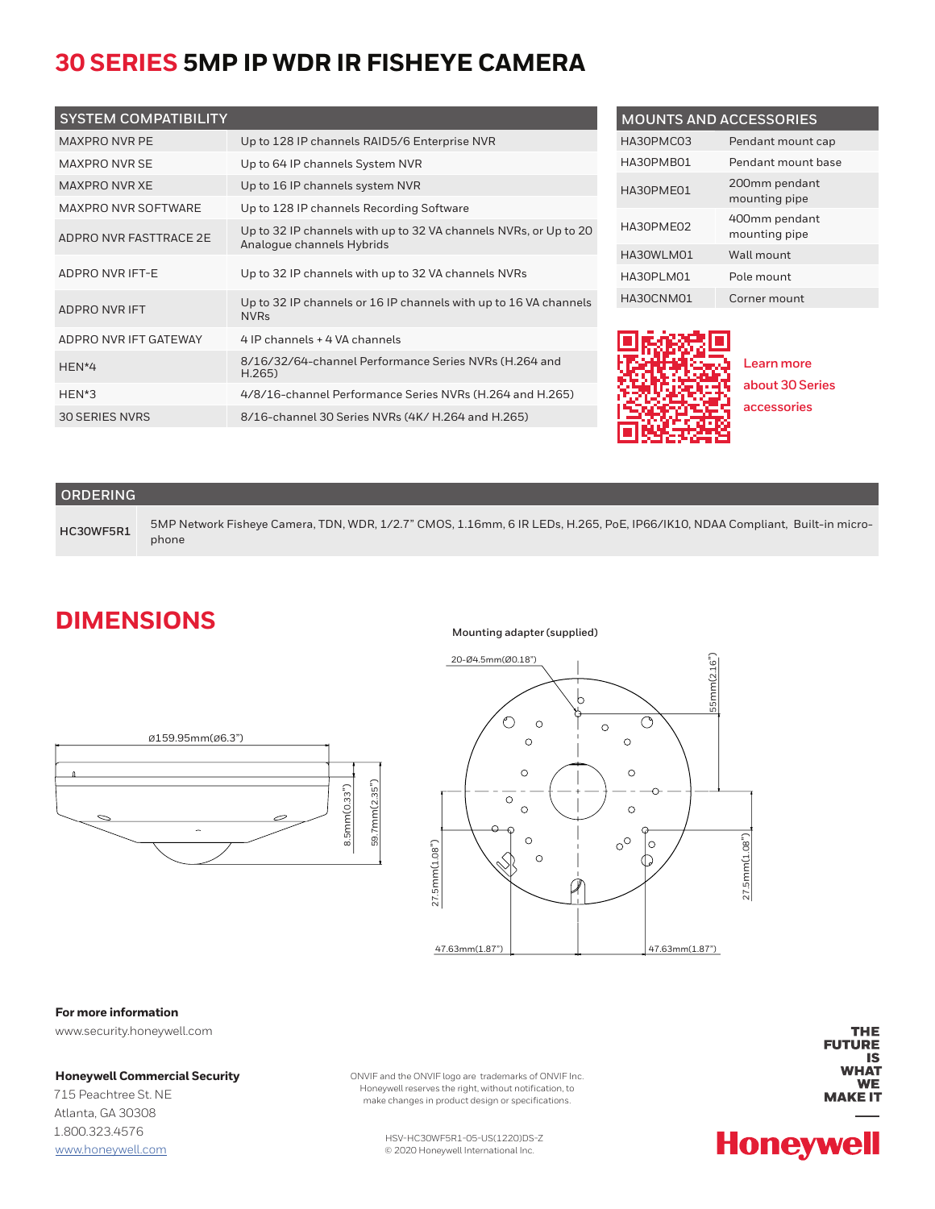# 30 SERIES 5MP IP WDR IR FISHEYE CAMERA

| SYSTEM COMPATIBILITY | |
|---|---|
| MAXPRO NVR PE | Up to 128 IP channels RAID5/6 Enterprise NVR |
| MAXPRO NVR SE | Up to 64 IP channels System NVR |
| MAXPRO NVR XE | Up to 16 IP channels system NVR |
| MAXPRO NVR SOFTWARE | Up to 128 IP channels Recording Software |
| ADPRO NVR FASTTRACE 2E | Up to 32 IP channels with up to 32 VA channels NVRs, or Up to 20 Analogue channels Hybrids |
| ADPRO NVR IFT-E | Up to 32 IP channels with up to 32 VA channels NVRs |
| ADPRO NVR IFT | Up to 32 IP channels or 16 IP channels with up to 16 VA channels NVRs |
| ADPRO NVR IFT GATEWAY | 4 IP channels + 4 VA channels |
| HEN*4 | 8/16/32/64-channel Performance Series NVRs (H.264 and H.265) |
| HEN*3 | 4/8/16-channel Performance Series NVRs (H.264 and H.265) |
| 30 SERIES NVRS | 8/16-channel 30 Series NVRs (4K/ H.264 and H.265) |

| MOUNTS AND ACCESSORIES | |
|---|---|
| HA30PMC03 | Pendant mount cap |
| HA30PMB01 | Pendant mount base |
| HA30PME01 | 200mm pendant mounting pipe |
| HA30PME02 | 400mm pendant mounting pipe |
| HA30WLM01 | Wall mount |
| HA30PLM01 | Pole mount |
| HA30CNM01 | Corner mount |

Learn more about 30 Series accessories

| ORDERING | |
|---|---|
| HC30WF5R1 | 5MP Network Fisheye Camera, TDN, WDR, 1/2.7" CMOS, 1.16mm, 6 IR LEDs, H.265, PoE, IP66/IK10, NDAA Compliant, Built-in microphone |

## DIMENSIONS

ø159.95mm(ø6.3")

8.5mm(0.33")

59.7mm(2.35")

Mounting adapter (supplied)

20-Ø4.5mm(Ø0.18")

55mm(2.16")

27.5mm(1.08")

27.5mm(1.08")

47.63mm(1.87")

47.63mm(1.87")

**For more information**
www.security.honeywell.com

**Honeywell Commercial Security**
715 Peachtree St. NE
Atlanta, GA 30308
1.800.323.4576
www.honeywell.com

ONVIF and the ONVIF logo are trademarks of ONVIF Inc. Honeywell reserves the right, without notification, to make changes in product design or specifications.

HSV-HC30WF5R1-05-US(1220)DS-Z
© 2020 Honeywell International Inc.

THE FUTURE IS WHAT WE MAKE IT

Honeywell